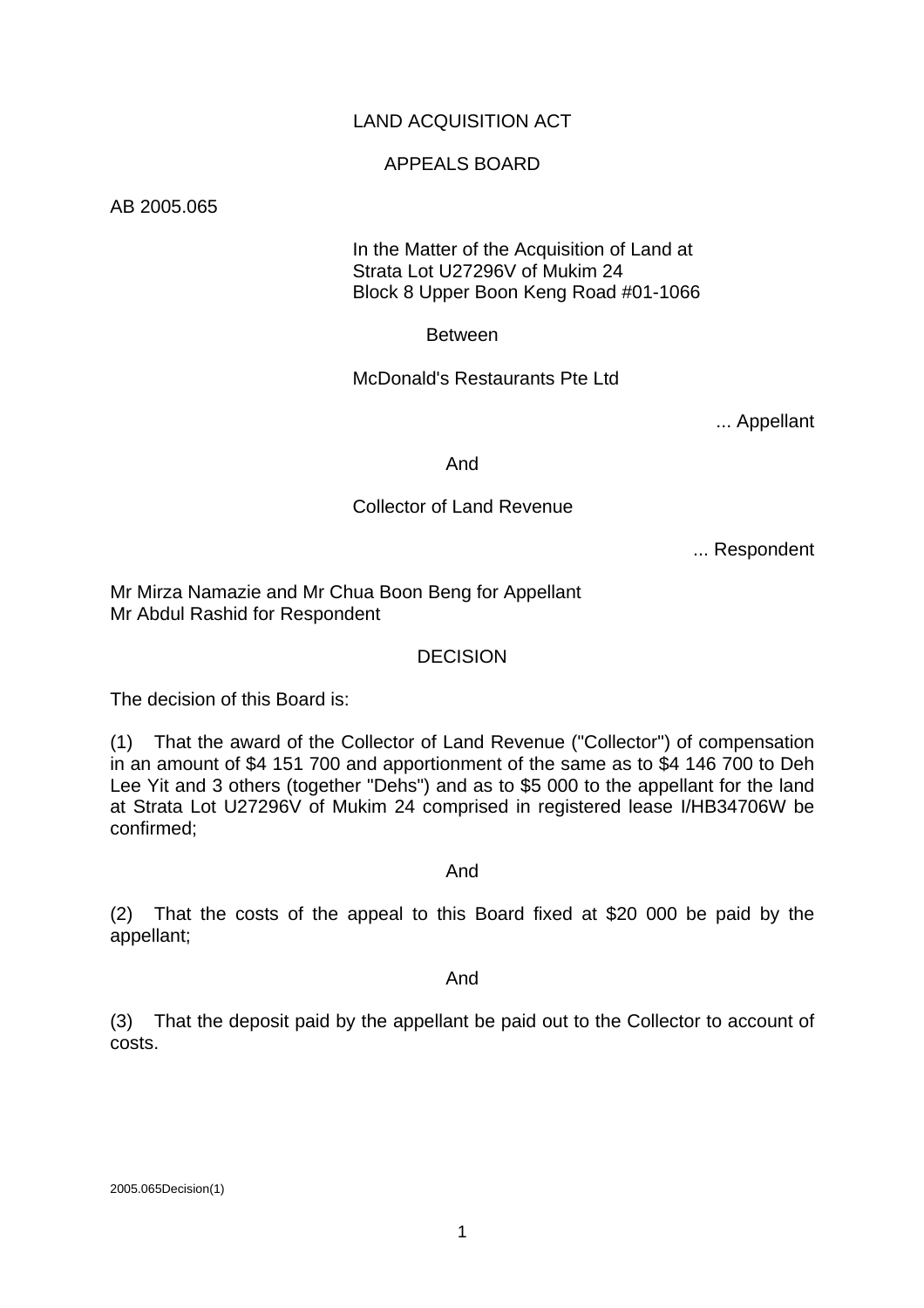LAND ACQUISITION ACT

APPEALS BOARD

AB 2005.065

In the Matter of the Acquisition of Land at
Strata Lot U27296V of Mukim 24
Block 8 Upper Boon Keng Road #01-1066

Between

McDonald's Restaurants Pte Ltd

... Appellant

And

Collector of Land Revenue

... Respondent

Mr Mirza Namazie and Mr Chua Boon Beng for Appellant
Mr Abdul Rashid for Respondent

DECISION

The decision of this Board is:

(1) That the award of the Collector of Land Revenue ("Collector") of compensation in an amount of $4 151 700 and apportionment of the same as to $4 146 700 to Deh Lee Yit and 3 others (together "Dehs") and as to $5 000 to the appellant for the land at Strata Lot U27296V of Mukim 24 comprised in registered lease I/HB34706W be confirmed;

And

(2) That the costs of the appeal to this Board fixed at $20 000 be paid by the appellant;

And

(3) That the deposit paid by the appellant be paid out to the Collector to account of costs.

2005.065Decision(1)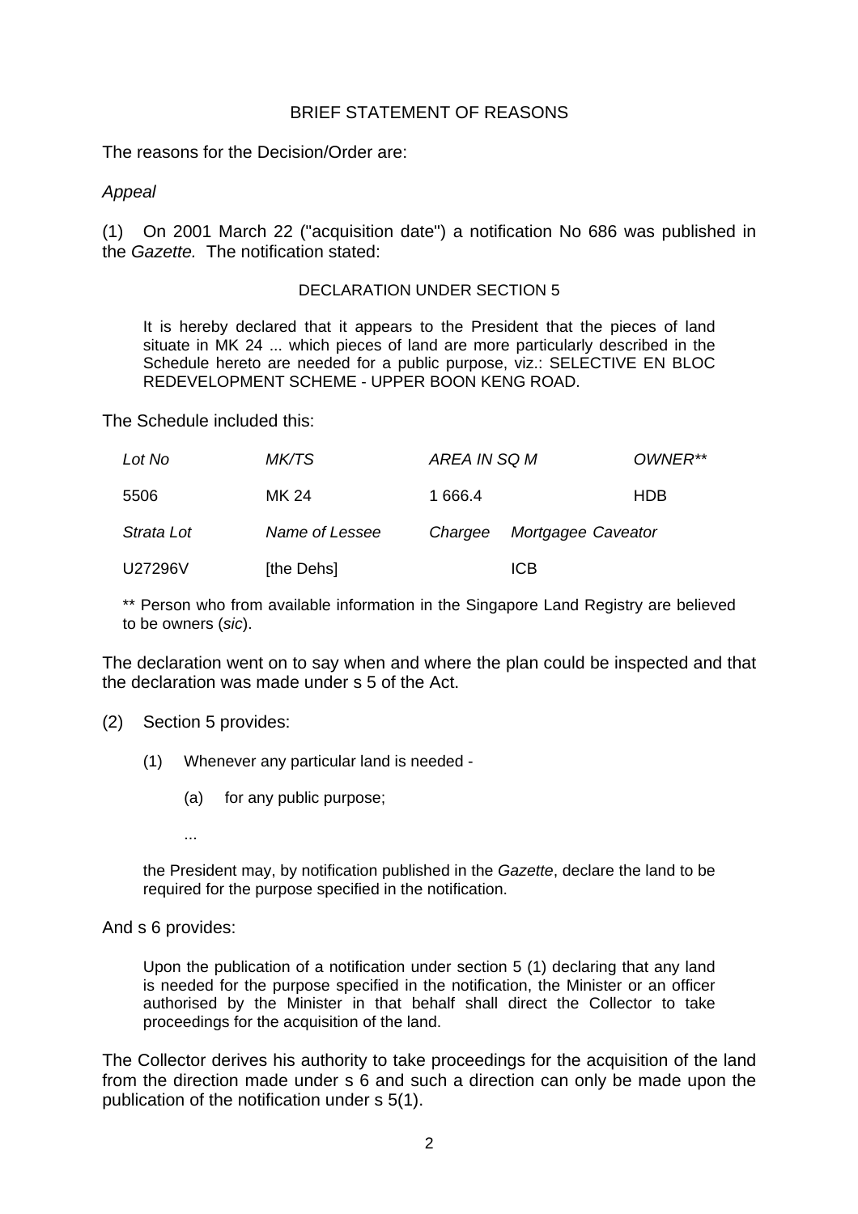BRIEF STATEMENT OF REASONS

The reasons for the Decision/Order are:

*Appeal*

(1) On 2001 March 22 ("acquisition date") a notification No 686 was published in the *Gazette.* The notification stated:

> DECLARATION UNDER SECTION 5
>
> It is hereby declared that it appears to the President that the pieces of land situate in MK 24 ... which pieces of land are more particularly described in the Schedule hereto are needed for a public purpose, viz.: SELECTIVE EN BLOC REDEVELOPMENT SCHEME - UPPER BOON KENG ROAD.

The Schedule included this:

| *Lot No* | *MK/TS* | *AREA IN SQ M* | *OWNER\*\** |
|---|---|---|---|
| 5506 | MK 24 | 1 666.4 | HDB |
| *Strata Lot* | *Name of Lessee* | *Chargee Mortgagee Caveator* | |
| U27296V | [the Dehs] | ICB | |

> ** Person who from available information in the Singapore Land Registry are believed to be owners (*sic*).

The declaration went on to say when and where the plan could be inspected and that the declaration was made under s 5 of the Act.

(2) Section 5 provides:

> (1) Whenever any particular land is needed -
>
> (a) for any public purpose;
>
> ...
>
> the President may, by notification published in the *Gazette*, declare the land to be required for the purpose specified in the notification.

And s 6 provides:

> Upon the publication of a notification under section 5 (1) declaring that any land is needed for the purpose specified in the notification, the Minister or an officer authorised by the Minister in that behalf shall direct the Collector to take proceedings for the acquisition of the land.

The Collector derives his authority to take proceedings for the acquisition of the land from the direction made under s 6 and such a direction can only be made upon the publication of the notification under s 5(1).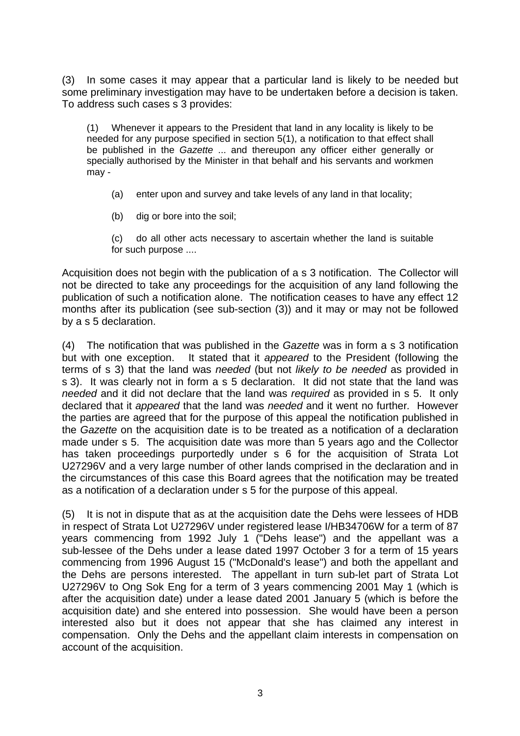(3) In some cases it may appear that a particular land is likely to be needed but some preliminary investigation may have to be undertaken before a decision is taken. To address such cases s 3 provides:

> (1) Whenever it appears to the President that land in any locality is likely to be needed for any purpose specified in section 5(1), a notification to that effect shall be published in the *Gazette* ... and thereupon any officer either generally or specially authorised by the Minister in that behalf and his servants and workmen may -
>
> (a) enter upon and survey and take levels of any land in that locality;
>
> (b) dig or bore into the soil;
>
> (c) do all other acts necessary to ascertain whether the land is suitable for such purpose ....

Acquisition does not begin with the publication of a s 3 notification. The Collector will not be directed to take any proceedings for the acquisition of any land following the publication of such a notification alone. The notification ceases to have any effect 12 months after its publication (see sub-section (3)) and it may or may not be followed by a s 5 declaration.

(4) The notification that was published in the *Gazette* was in form a s 3 notification but with one exception. It stated that it *appeared* to the President (following the terms of s 3) that the land was *needed* (but not *likely to be needed* as provided in s 3). It was clearly not in form a s 5 declaration. It did not state that the land was *needed* and it did not declare that the land was *required* as provided in s 5. It only declared that it *appeared* that the land was *needed* and it went no further. However the parties are agreed that for the purpose of this appeal the notification published in the *Gazette* on the acquisition date is to be treated as a notification of a declaration made under s 5. The acquisition date was more than 5 years ago and the Collector has taken proceedings purportedly under s 6 for the acquisition of Strata Lot U27296V and a very large number of other lands comprised in the declaration and in the circumstances of this case this Board agrees that the notification may be treated as a notification of a declaration under s 5 for the purpose of this appeal.

(5) It is not in dispute that as at the acquisition date the Dehs were lessees of HDB in respect of Strata Lot U27296V under registered lease I/HB34706W for a term of 87 years commencing from 1992 July 1 ("Dehs lease") and the appellant was a sub-lessee of the Dehs under a lease dated 1997 October 3 for a term of 15 years commencing from 1996 August 15 ("McDonald's lease") and both the appellant and the Dehs are persons interested. The appellant in turn sub-let part of Strata Lot U27296V to Ong Sok Eng for a term of 3 years commencing 2001 May 1 (which is after the acquisition date) under a lease dated 2001 January 5 (which is before the acquisition date) and she entered into possession. She would have been a person interested also but it does not appear that she has claimed any interest in compensation. Only the Dehs and the appellant claim interests in compensation on account of the acquisition.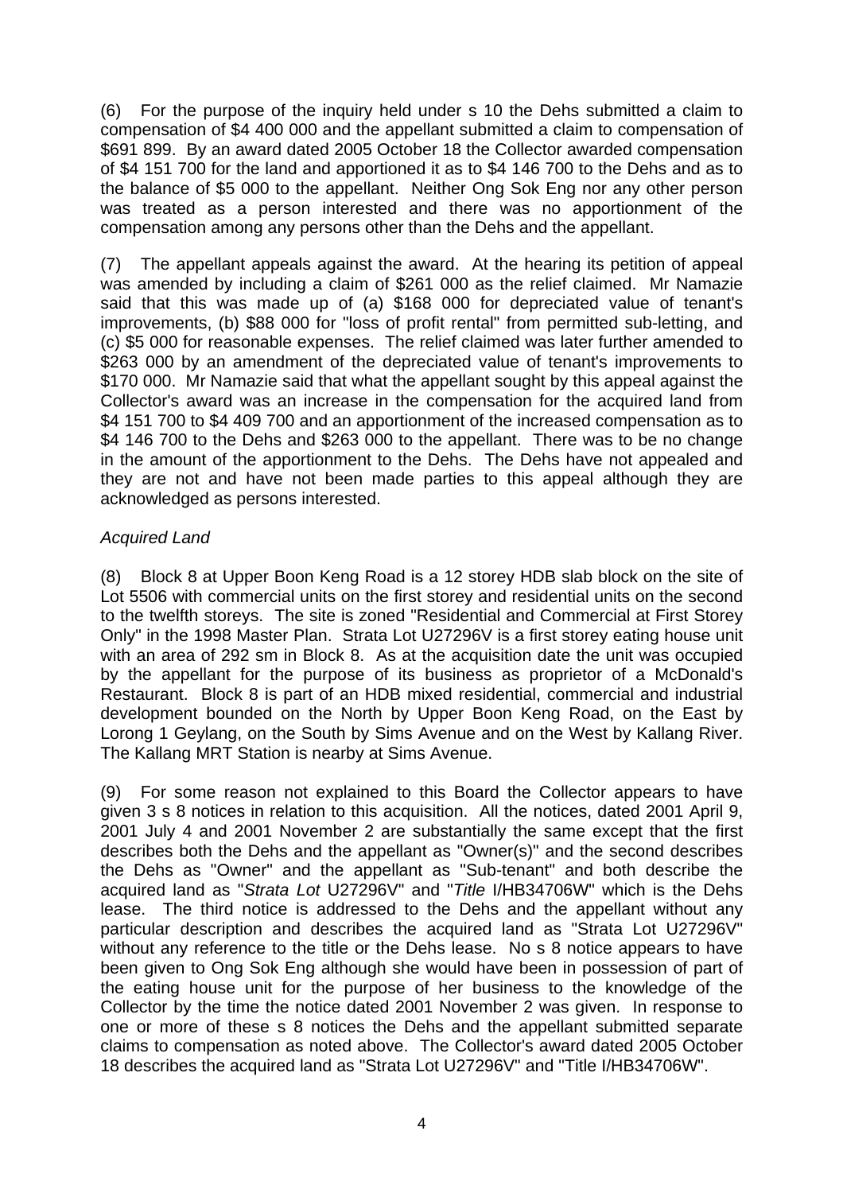(6) For the purpose of the inquiry held under s 10 the Dehs submitted a claim to compensation of $4 400 000 and the appellant submitted a claim to compensation of $691 899. By an award dated 2005 October 18 the Collector awarded compensation of $4 151 700 for the land and apportioned it as to $4 146 700 to the Dehs and as to the balance of $5 000 to the appellant. Neither Ong Sok Eng nor any other person was treated as a person interested and there was no apportionment of the compensation among any persons other than the Dehs and the appellant.

(7) The appellant appeals against the award. At the hearing its petition of appeal was amended by including a claim of $261 000 as the relief claimed. Mr Namazie said that this was made up of (a) $168 000 for depreciated value of tenant's improvements, (b) $88 000 for "loss of profit rental" from permitted sub-letting, and (c) $5 000 for reasonable expenses. The relief claimed was later further amended to $263 000 by an amendment of the depreciated value of tenant's improvements to $170 000. Mr Namazie said that what the appellant sought by this appeal against the Collector's award was an increase in the compensation for the acquired land from $4 151 700 to $4 409 700 and an apportionment of the increased compensation as to $4 146 700 to the Dehs and $263 000 to the appellant. There was to be no change in the amount of the apportionment to the Dehs. The Dehs have not appealed and they are not and have not been made parties to this appeal although they are acknowledged as persons interested.

*Acquired Land*

(8) Block 8 at Upper Boon Keng Road is a 12 storey HDB slab block on the site of Lot 5506 with commercial units on the first storey and residential units on the second to the twelfth storeys. The site is zoned "Residential and Commercial at First Storey Only" in the 1998 Master Plan. Strata Lot U27296V is a first storey eating house unit with an area of 292 sm in Block 8. As at the acquisition date the unit was occupied by the appellant for the purpose of its business as proprietor of a McDonald's Restaurant. Block 8 is part of an HDB mixed residential, commercial and industrial development bounded on the North by Upper Boon Keng Road, on the East by Lorong 1 Geylang, on the South by Sims Avenue and on the West by Kallang River. The Kallang MRT Station is nearby at Sims Avenue.

(9) For some reason not explained to this Board the Collector appears to have given 3 s 8 notices in relation to this acquisition. All the notices, dated 2001 April 9, 2001 July 4 and 2001 November 2 are substantially the same except that the first describes both the Dehs and the appellant as "Owner(s)" and the second describes the Dehs as "Owner" and the appellant as "Sub-tenant" and both describe the acquired land as "*Strata Lot* U27296V" and "*Title* I/HB34706W" which is the Dehs lease. The third notice is addressed to the Dehs and the appellant without any particular description and describes the acquired land as "Strata Lot U27296V" without any reference to the title or the Dehs lease. No s 8 notice appears to have been given to Ong Sok Eng although she would have been in possession of part of the eating house unit for the purpose of her business to the knowledge of the Collector by the time the notice dated 2001 November 2 was given. In response to one or more of these s 8 notices the Dehs and the appellant submitted separate claims to compensation as noted above. The Collector's award dated 2005 October 18 describes the acquired land as "Strata Lot U27296V" and "Title I/HB34706W".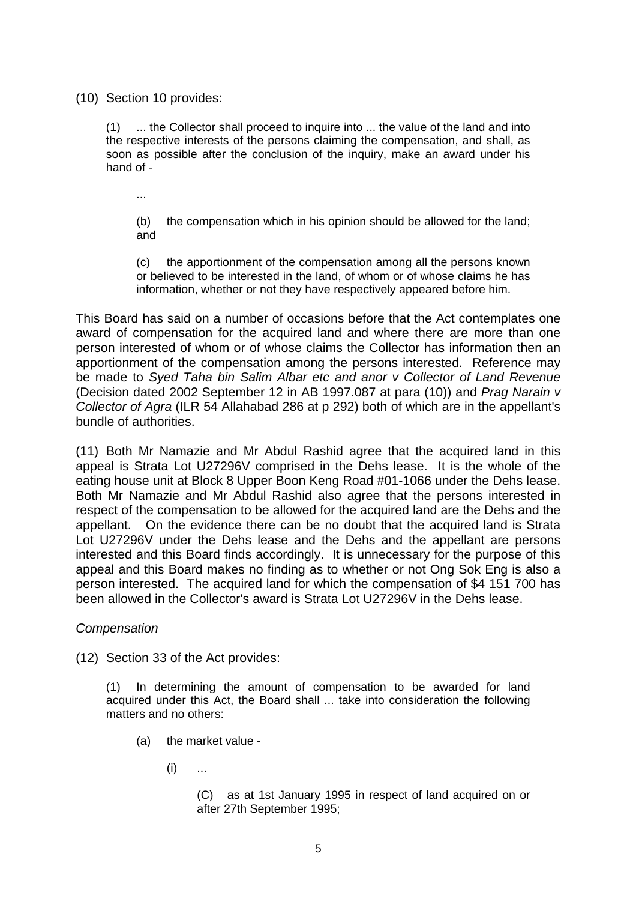(10) Section 10 provides:

> (1) ... the Collector shall proceed to inquire into ... the value of the land and into the respective interests of the persons claiming the compensation, and shall, as soon as possible after the conclusion of the inquiry, make an award under his hand of -
>
> ...
>
> (b) the compensation which in his opinion should be allowed for the land; and
>
> (c) the apportionment of the compensation among all the persons known or believed to be interested in the land, of whom or of whose claims he has information, whether or not they have respectively appeared before him.

This Board has said on a number of occasions before that the Act contemplates one award of compensation for the acquired land and where there are more than one person interested of whom or of whose claims the Collector has information then an apportionment of the compensation among the persons interested. Reference may be made to *Syed Taha bin Salim Albar etc and anor v Collector of Land Revenue* (Decision dated 2002 September 12 in AB 1997.087 at para (10)) and *Prag Narain v Collector of Agra* (ILR 54 Allahabad 286 at p 292) both of which are in the appellant's bundle of authorities.

(11) Both Mr Namazie and Mr Abdul Rashid agree that the acquired land in this appeal is Strata Lot U27296V comprised in the Dehs lease. It is the whole of the eating house unit at Block 8 Upper Boon Keng Road #01-1066 under the Dehs lease. Both Mr Namazie and Mr Abdul Rashid also agree that the persons interested in respect of the compensation to be allowed for the acquired land are the Dehs and the appellant. On the evidence there can be no doubt that the acquired land is Strata Lot U27296V under the Dehs lease and the Dehs and the appellant are persons interested and this Board finds accordingly. It is unnecessary for the purpose of this appeal and this Board makes no finding as to whether or not Ong Sok Eng is also a person interested. The acquired land for which the compensation of $4 151 700 has been allowed in the Collector's award is Strata Lot U27296V in the Dehs lease.

*Compensation*

(12) Section 33 of the Act provides:

> (1) In determining the amount of compensation to be awarded for land acquired under this Act, the Board shall ... take into consideration the following matters and no others:
>
> (a) the market value -
>
> (i) ...
>
> (C) as at 1st January 1995 in respect of land acquired on or after 27th September 1995;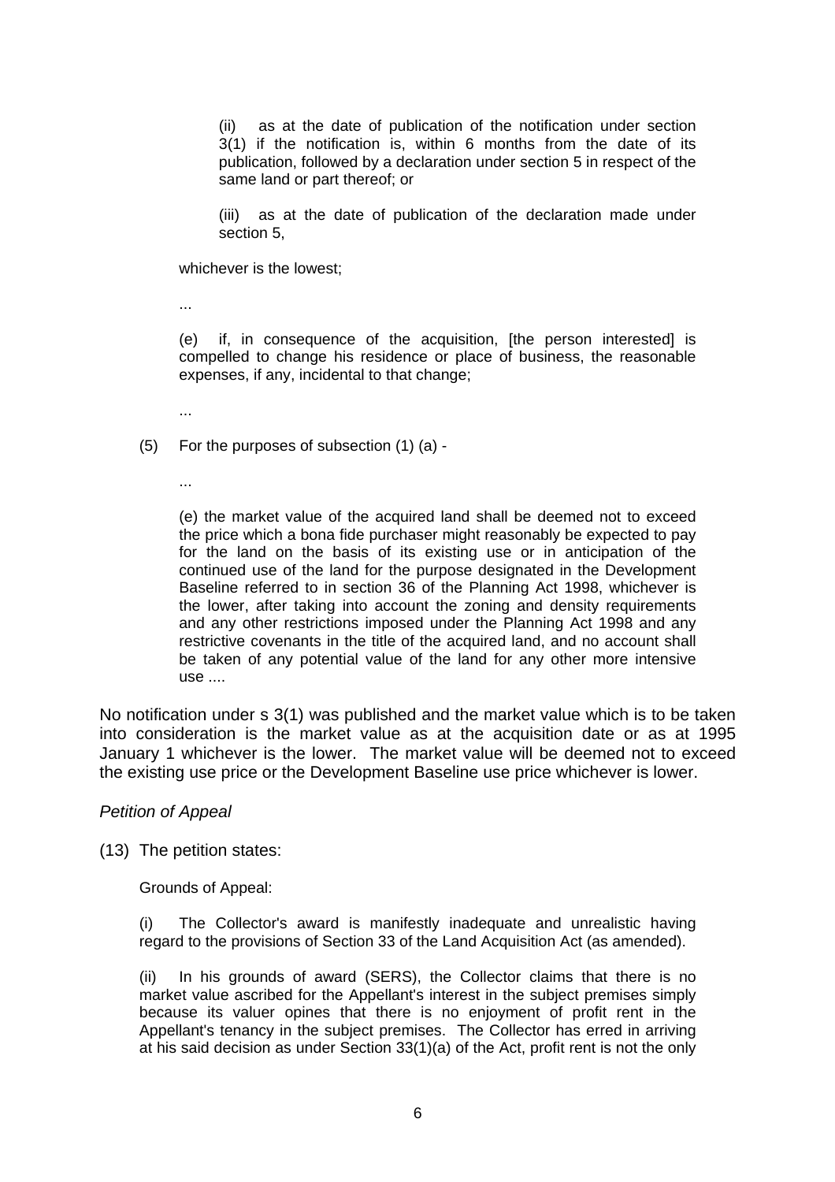(ii) as at the date of publication of the notification under section 3(1) if the notification is, within 6 months from the date of its publication, followed by a declaration under section 5 in respect of the same land or part thereof; or

(iii) as at the date of publication of the declaration made under section 5,

whichever is the lowest;

...

(e) if, in consequence of the acquisition, [the person interested] is compelled to change his residence or place of business, the reasonable expenses, if any, incidental to that change;

...

(5) For the purposes of subsection (1) (a) -

...

(e) the market value of the acquired land shall be deemed not to exceed the price which a bona fide purchaser might reasonably be expected to pay for the land on the basis of its existing use or in anticipation of the continued use of the land for the purpose designated in the Development Baseline referred to in section 36 of the Planning Act 1998, whichever is the lower, after taking into account the zoning and density requirements and any other restrictions imposed under the Planning Act 1998 and any restrictive covenants in the title of the acquired land, and no account shall be taken of any potential value of the land for any other more intensive use ....

No notification under s 3(1) was published and the market value which is to be taken into consideration is the market value as at the acquisition date or as at 1995 January 1 whichever is the lower. The market value will be deemed not to exceed the existing use price or the Development Baseline use price whichever is lower.

*Petition of Appeal*

(13) The petition states:

Grounds of Appeal:

(i) The Collector's award is manifestly inadequate and unrealistic having regard to the provisions of Section 33 of the Land Acquisition Act (as amended).

(ii) In his grounds of award (SERS), the Collector claims that there is no market value ascribed for the Appellant's interest in the subject premises simply because its valuer opines that there is no enjoyment of profit rent in the Appellant's tenancy in the subject premises. The Collector has erred in arriving at his said decision as under Section 33(1)(a) of the Act, profit rent is not the only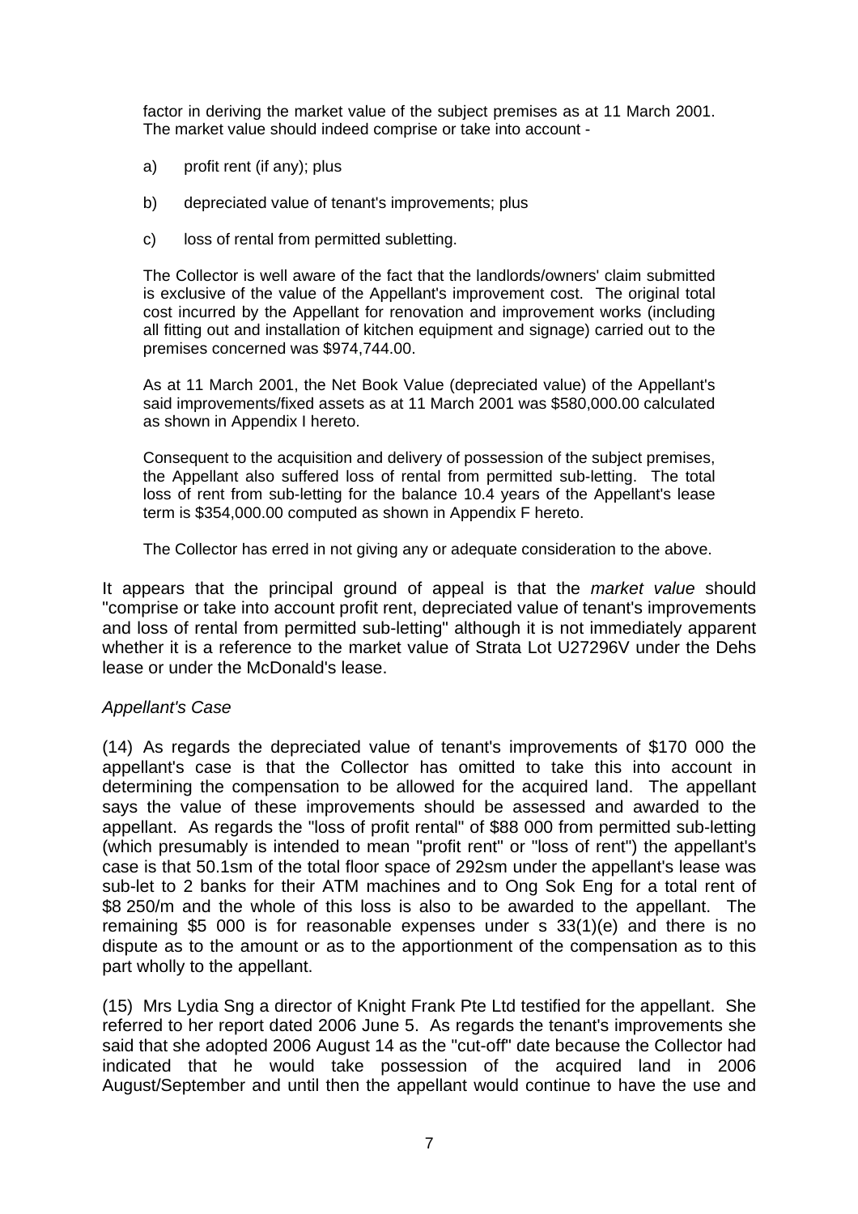factor in deriving the market value of the subject premises as at 11 March 2001. The market value should indeed comprise or take into account -

a) profit rent (if any); plus

b) depreciated value of tenant's improvements; plus

c) loss of rental from permitted subletting.

The Collector is well aware of the fact that the landlords/owners' claim submitted is exclusive of the value of the Appellant's improvement cost. The original total cost incurred by the Appellant for renovation and improvement works (including all fitting out and installation of kitchen equipment and signage) carried out to the premises concerned was $974,744.00.

As at 11 March 2001, the Net Book Value (depreciated value) of the Appellant's said improvements/fixed assets as at 11 March 2001 was $580,000.00 calculated as shown in Appendix I hereto.

Consequent to the acquisition and delivery of possession of the subject premises, the Appellant also suffered loss of rental from permitted sub-letting. The total loss of rent from sub-letting for the balance 10.4 years of the Appellant's lease term is $354,000.00 computed as shown in Appendix F hereto.

The Collector has erred in not giving any or adequate consideration to the above.

It appears that the principal ground of appeal is that the *market value* should "comprise or take into account profit rent, depreciated value of tenant's improvements and loss of rental from permitted sub-letting" although it is not immediately apparent whether it is a reference to the market value of Strata Lot U27296V under the Dehs lease or under the McDonald's lease.

*Appellant's Case*

(14) As regards the depreciated value of tenant's improvements of $170 000 the appellant's case is that the Collector has omitted to take this into account in determining the compensation to be allowed for the acquired land. The appellant says the value of these improvements should be assessed and awarded to the appellant. As regards the "loss of profit rental" of $88 000 from permitted sub-letting (which presumably is intended to mean "profit rent" or "loss of rent") the appellant's case is that 50.1sm of the total floor space of 292sm under the appellant's lease was sub-let to 2 banks for their ATM machines and to Ong Sok Eng for a total rent of $8 250/m and the whole of this loss is also to be awarded to the appellant. The remaining $5 000 is for reasonable expenses under s 33(1)(e) and there is no dispute as to the amount or as to the apportionment of the compensation as to this part wholly to the appellant.

(15) Mrs Lydia Sng a director of Knight Frank Pte Ltd testified for the appellant. She referred to her report dated 2006 June 5. As regards the tenant's improvements she said that she adopted 2006 August 14 as the "cut-off" date because the Collector had indicated that he would take possession of the acquired land in 2006 August/September and until then the appellant would continue to have the use and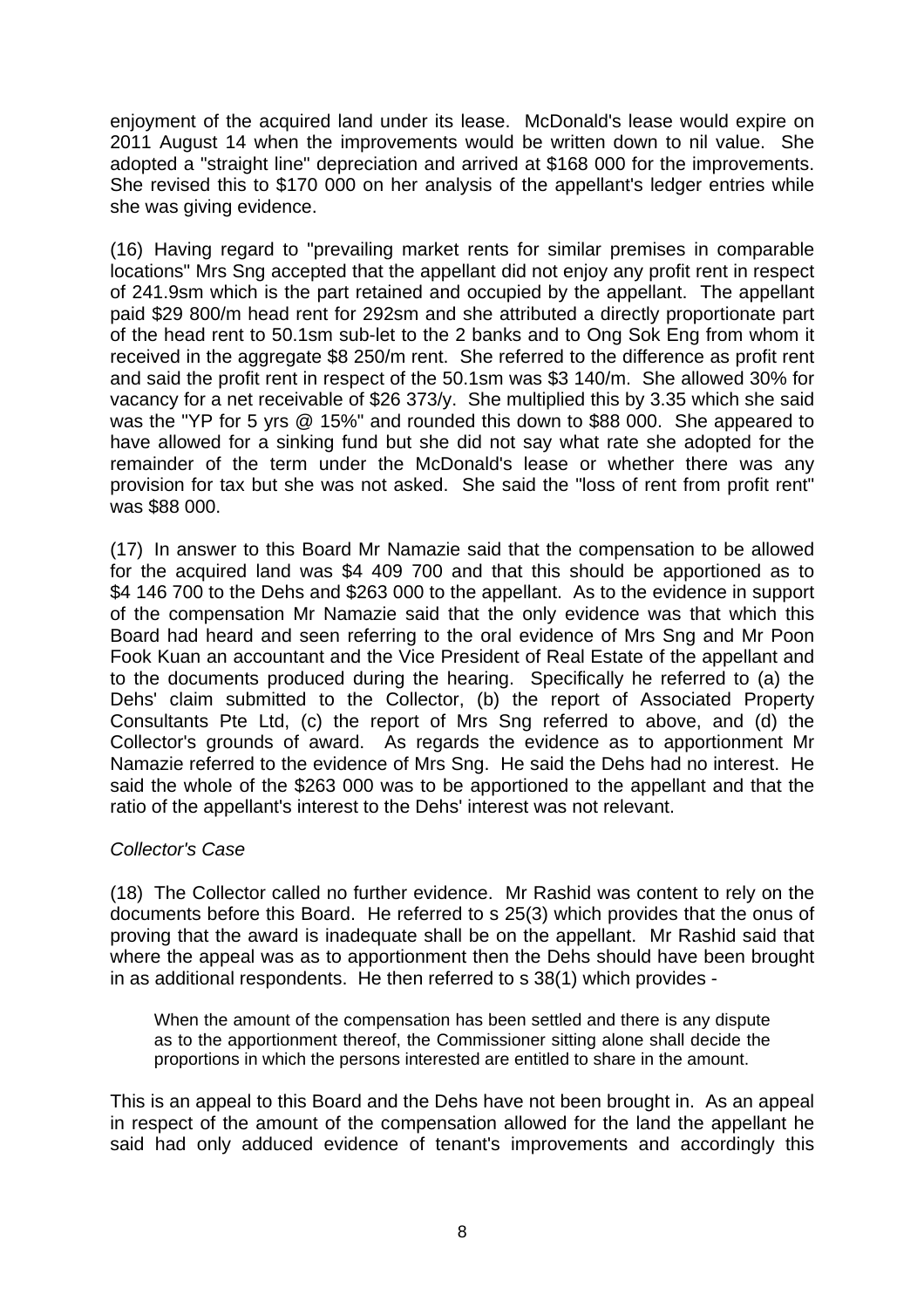enjoyment of the acquired land under its lease. McDonald's lease would expire on 2011 August 14 when the improvements would be written down to nil value. She adopted a "straight line" depreciation and arrived at $168 000 for the improvements. She revised this to $170 000 on her analysis of the appellant's ledger entries while she was giving evidence.

(16) Having regard to "prevailing market rents for similar premises in comparable locations" Mrs Sng accepted that the appellant did not enjoy any profit rent in respect of 241.9sm which is the part retained and occupied by the appellant. The appellant paid $29 800/m head rent for 292sm and she attributed a directly proportionate part of the head rent to 50.1sm sub-let to the 2 banks and to Ong Sok Eng from whom it received in the aggregate $8 250/m rent. She referred to the difference as profit rent and said the profit rent in respect of the 50.1sm was $3 140/m. She allowed 30% for vacancy for a net receivable of $26 373/y. She multiplied this by 3.35 which she said was the "YP for 5 yrs @ 15%" and rounded this down to $88 000. She appeared to have allowed for a sinking fund but she did not say what rate she adopted for the remainder of the term under the McDonald's lease or whether there was any provision for tax but she was not asked. She said the "loss of rent from profit rent" was $88 000.

(17) In answer to this Board Mr Namazie said that the compensation to be allowed for the acquired land was $4 409 700 and that this should be apportioned as to $4 146 700 to the Dehs and $263 000 to the appellant. As to the evidence in support of the compensation Mr Namazie said that the only evidence was that which this Board had heard and seen referring to the oral evidence of Mrs Sng and Mr Poon Fook Kuan an accountant and the Vice President of Real Estate of the appellant and to the documents produced during the hearing. Specifically he referred to (a) the Dehs' claim submitted to the Collector, (b) the report of Associated Property Consultants Pte Ltd, (c) the report of Mrs Sng referred to above, and (d) the Collector's grounds of award. As regards the evidence as to apportionment Mr Namazie referred to the evidence of Mrs Sng. He said the Dehs had no interest. He said the whole of the $263 000 was to be apportioned to the appellant and that the ratio of the appellant's interest to the Dehs' interest was not relevant.

*Collector's Case*

(18) The Collector called no further evidence. Mr Rashid was content to rely on the documents before this Board. He referred to s 25(3) which provides that the onus of proving that the award is inadequate shall be on the appellant. Mr Rashid said that where the appeal was as to apportionment then the Dehs should have been brought in as additional respondents. He then referred to s 38(1) which provides -

> When the amount of the compensation has been settled and there is any dispute as to the apportionment thereof, the Commissioner sitting alone shall decide the proportions in which the persons interested are entitled to share in the amount.

This is an appeal to this Board and the Dehs have not been brought in. As an appeal in respect of the amount of the compensation allowed for the land the appellant he said had only adduced evidence of tenant's improvements and accordingly this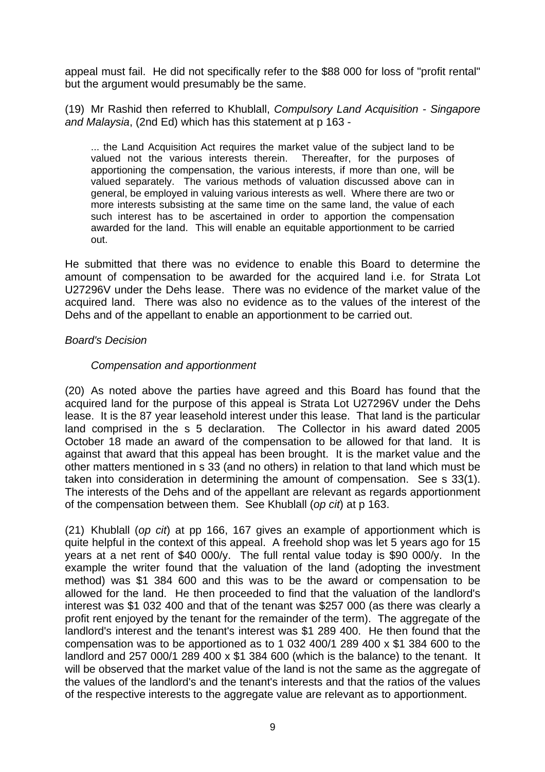appeal must fail. He did not specifically refer to the $88 000 for loss of "profit rental" but the argument would presumably be the same.

(19) Mr Rashid then referred to Khublall, *Compulsory Land Acquisition - Singapore and Malaysia*, (2nd Ed) which has this statement at p 163 -

> ... the Land Acquisition Act requires the market value of the subject land to be valued not the various interests therein. Thereafter, for the purposes of apportioning the compensation, the various interests, if more than one, will be valued separately. The various methods of valuation discussed above can in general, be employed in valuing various interests as well. Where there are two or more interests subsisting at the same time on the same land, the value of each such interest has to be ascertained in order to apportion the compensation awarded for the land. This will enable an equitable apportionment to be carried out.

He submitted that there was no evidence to enable this Board to determine the amount of compensation to be awarded for the acquired land i.e. for Strata Lot U27296V under the Dehs lease. There was no evidence of the market value of the acquired land. There was also no evidence as to the values of the interest of the Dehs and of the appellant to enable an apportionment to be carried out.

*Board's Decision*

*Compensation and apportionment*

(20) As noted above the parties have agreed and this Board has found that the acquired land for the purpose of this appeal is Strata Lot U27296V under the Dehs lease. It is the 87 year leasehold interest under this lease. That land is the particular land comprised in the s 5 declaration. The Collector in his award dated 2005 October 18 made an award of the compensation to be allowed for that land. It is against that award that this appeal has been brought. It is the market value and the other matters mentioned in s 33 (and no others) in relation to that land which must be taken into consideration in determining the amount of compensation. See s 33(1). The interests of the Dehs and of the appellant are relevant as regards apportionment of the compensation between them. See Khublall (*op cit*) at p 163.

(21) Khublall (*op cit*) at pp 166, 167 gives an example of apportionment which is quite helpful in the context of this appeal. A freehold shop was let 5 years ago for 15 years at a net rent of $40 000/y. The full rental value today is $90 000/y. In the example the writer found that the valuation of the land (adopting the investment method) was $1 384 600 and this was to be the award or compensation to be allowed for the land. He then proceeded to find that the valuation of the landlord's interest was $1 032 400 and that of the tenant was $257 000 (as there was clearly a profit rent enjoyed by the tenant for the remainder of the term). The aggregate of the landlord's interest and the tenant's interest was $1 289 400. He then found that the compensation was to be apportioned as to 1 032 400/1 289 400 x $1 384 600 to the landlord and 257 000/1 289 400 x $1 384 600 (which is the balance) to the tenant. It will be observed that the market value of the land is not the same as the aggregate of the values of the landlord's and the tenant's interests and that the ratios of the values of the respective interests to the aggregate value are relevant as to apportionment.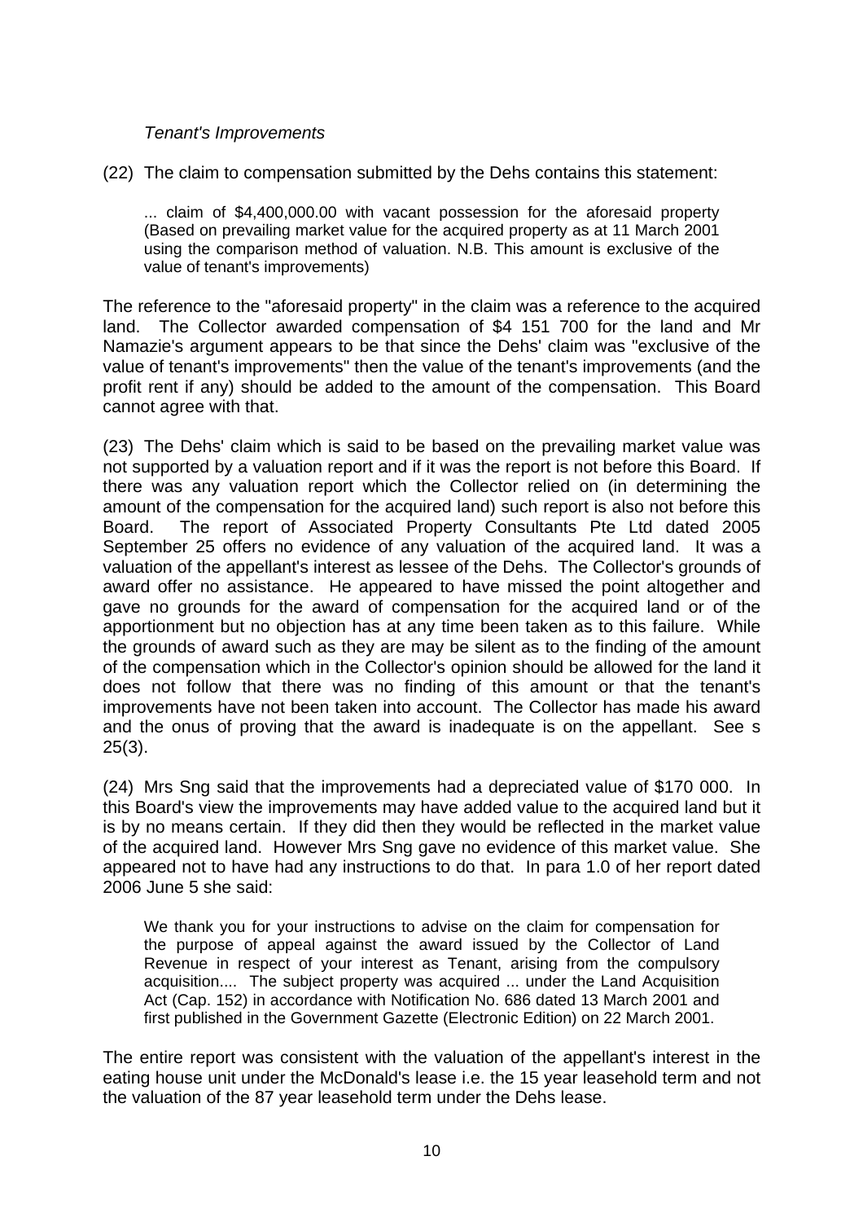*Tenant's Improvements*

(22) The claim to compensation submitted by the Dehs contains this statement:

> ... claim of \$4,400,000.00 with vacant possession for the aforesaid property (Based on prevailing market value for the acquired property as at 11 March 2001 using the comparison method of valuation. N.B. This amount is exclusive of the value of tenant's improvements)

The reference to the "aforesaid property" in the claim was a reference to the acquired land. The Collector awarded compensation of \$4 151 700 for the land and Mr Namazie's argument appears to be that since the Dehs' claim was "exclusive of the value of tenant's improvements" then the value of the tenant's improvements (and the profit rent if any) should be added to the amount of the compensation. This Board cannot agree with that.

(23) The Dehs' claim which is said to be based on the prevailing market value was not supported by a valuation report and if it was the report is not before this Board. If there was any valuation report which the Collector relied on (in determining the amount of the compensation for the acquired land) such report is also not before this Board. The report of Associated Property Consultants Pte Ltd dated 2005 September 25 offers no evidence of any valuation of the acquired land. It was a valuation of the appellant's interest as lessee of the Dehs. The Collector's grounds of award offer no assistance. He appeared to have missed the point altogether and gave no grounds for the award of compensation for the acquired land or of the apportionment but no objection has at any time been taken as to this failure. While the grounds of award such as they are may be silent as to the finding of the amount of the compensation which in the Collector's opinion should be allowed for the land it does not follow that there was no finding of this amount or that the tenant's improvements have not been taken into account. The Collector has made his award and the onus of proving that the award is inadequate is on the appellant. See s 25(3).

(24) Mrs Sng said that the improvements had a depreciated value of \$170 000. In this Board's view the improvements may have added value to the acquired land but it is by no means certain. If they did then they would be reflected in the market value of the acquired land. However Mrs Sng gave no evidence of this market value. She appeared not to have had any instructions to do that. In para 1.0 of her report dated 2006 June 5 she said:

> We thank you for your instructions to advise on the claim for compensation for the purpose of appeal against the award issued by the Collector of Land Revenue in respect of your interest as Tenant, arising from the compulsory acquisition.... The subject property was acquired ... under the Land Acquisition Act (Cap. 152) in accordance with Notification No. 686 dated 13 March 2001 and first published in the Government Gazette (Electronic Edition) on 22 March 2001.

The entire report was consistent with the valuation of the appellant's interest in the eating house unit under the McDonald's lease i.e. the 15 year leasehold term and not the valuation of the 87 year leasehold term under the Dehs lease.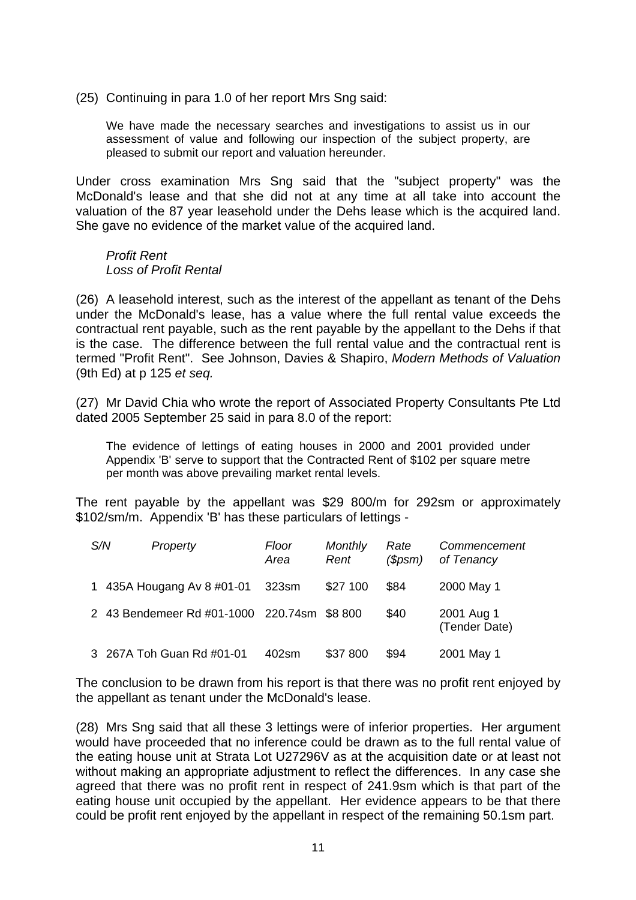(25) Continuing in para 1.0 of her report Mrs Sng said:

> We have made the necessary searches and investigations to assist us in our assessment of value and following our inspection of the subject property, are pleased to submit our report and valuation hereunder.

Under cross examination Mrs Sng said that the "subject property" was the McDonald's lease and that she did not at any time at all take into account the valuation of the 87 year leasehold under the Dehs lease which is the acquired land. She gave no evidence of the market value of the acquired land.

*Profit Rent*
*Loss of Profit Rental*

(26) A leasehold interest, such as the interest of the appellant as tenant of the Dehs under the McDonald's lease, has a value where the full rental value exceeds the contractual rent payable, such as the rent payable by the appellant to the Dehs if that is the case. The difference between the full rental value and the contractual rent is termed "Profit Rent". See Johnson, Davies & Shapiro, *Modern Methods of Valuation* (9th Ed) at p 125 *et seq.*

(27) Mr David Chia who wrote the report of Associated Property Consultants Pte Ltd dated 2005 September 25 said in para 8.0 of the report:

> The evidence of lettings of eating houses in 2000 and 2001 provided under Appendix 'B' serve to support that the Contracted Rent of $102 per square metre per month was above prevailing market rental levels.

The rent payable by the appellant was $29 800/m for 292sm or approximately $102/sm/m. Appendix 'B' has these particulars of lettings -

| *S/N* | *Property* | *Floor Area* | *Monthly Rent* | *Rate ($psm)* | *Commencement of Tenancy* |
|---|---|---|---|---|---|
| 1 | 435A Hougang Av 8 #01-01 | 323sm | $27 100 | $84 | 2000 May 1 |
| 2 | 43 Bendemeer Rd #01-1000 | 220.74sm | $8 800 | $40 | 2001 Aug 1 (Tender Date) |
| 3 | 267A Toh Guan Rd #01-01 | 402sm | $37 800 | $94 | 2001 May 1 |

The conclusion to be drawn from his report is that there was no profit rent enjoyed by the appellant as tenant under the McDonald's lease.

(28) Mrs Sng said that all these 3 lettings were of inferior properties. Her argument would have proceeded that no inference could be drawn as to the full rental value of the eating house unit at Strata Lot U27296V as at the acquisition date or at least not without making an appropriate adjustment to reflect the differences. In any case she agreed that there was no profit rent in respect of 241.9sm which is that part of the eating house unit occupied by the appellant. Her evidence appears to be that there could be profit rent enjoyed by the appellant in respect of the remaining 50.1sm part.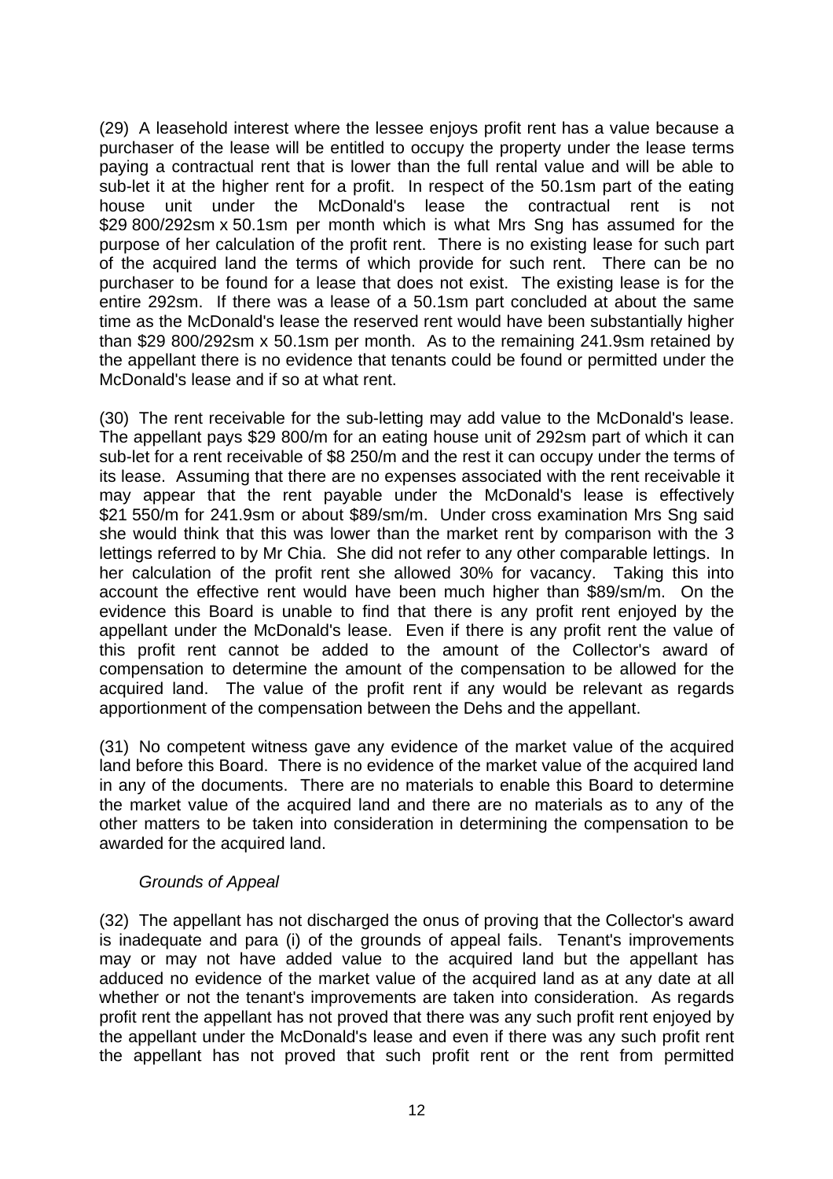(29) A leasehold interest where the lessee enjoys profit rent has a value because a purchaser of the lease will be entitled to occupy the property under the lease terms paying a contractual rent that is lower than the full rental value and will be able to sub-let it at the higher rent for a profit. In respect of the 50.1sm part of the eating house unit under the McDonald's lease the contractual rent is not $29 800/292sm x 50.1sm per month which is what Mrs Sng has assumed for the purpose of her calculation of the profit rent. There is no existing lease for such part of the acquired land the terms of which provide for such rent. There can be no purchaser to be found for a lease that does not exist. The existing lease is for the entire 292sm. If there was a lease of a 50.1sm part concluded at about the same time as the McDonald's lease the reserved rent would have been substantially higher than $29 800/292sm x 50.1sm per month. As to the remaining 241.9sm retained by the appellant there is no evidence that tenants could be found or permitted under the McDonald's lease and if so at what rent.

(30) The rent receivable for the sub-letting may add value to the McDonald's lease. The appellant pays $29 800/m for an eating house unit of 292sm part of which it can sub-let for a rent receivable of $8 250/m and the rest it can occupy under the terms of its lease. Assuming that there are no expenses associated with the rent receivable it may appear that the rent payable under the McDonald's lease is effectively $21 550/m for 241.9sm or about $89/sm/m. Under cross examination Mrs Sng said she would think that this was lower than the market rent by comparison with the 3 lettings referred to by Mr Chia. She did not refer to any other comparable lettings. In her calculation of the profit rent she allowed 30% for vacancy. Taking this into account the effective rent would have been much higher than $89/sm/m. On the evidence this Board is unable to find that there is any profit rent enjoyed by the appellant under the McDonald's lease. Even if there is any profit rent the value of this profit rent cannot be added to the amount of the Collector's award of compensation to determine the amount of the compensation to be allowed for the acquired land. The value of the profit rent if any would be relevant as regards apportionment of the compensation between the Dehs and the appellant.

(31) No competent witness gave any evidence of the market value of the acquired land before this Board. There is no evidence of the market value of the acquired land in any of the documents. There are no materials to enable this Board to determine the market value of the acquired land and there are no materials as to any of the other matters to be taken into consideration in determining the compensation to be awarded for the acquired land.

*Grounds of Appeal*

(32) The appellant has not discharged the onus of proving that the Collector's award is inadequate and para (i) of the grounds of appeal fails. Tenant's improvements may or may not have added value to the acquired land but the appellant has adduced no evidence of the market value of the acquired land as at any date at all whether or not the tenant's improvements are taken into consideration. As regards profit rent the appellant has not proved that there was any such profit rent enjoyed by the appellant under the McDonald's lease and even if there was any such profit rent the appellant has not proved that such profit rent or the rent from permitted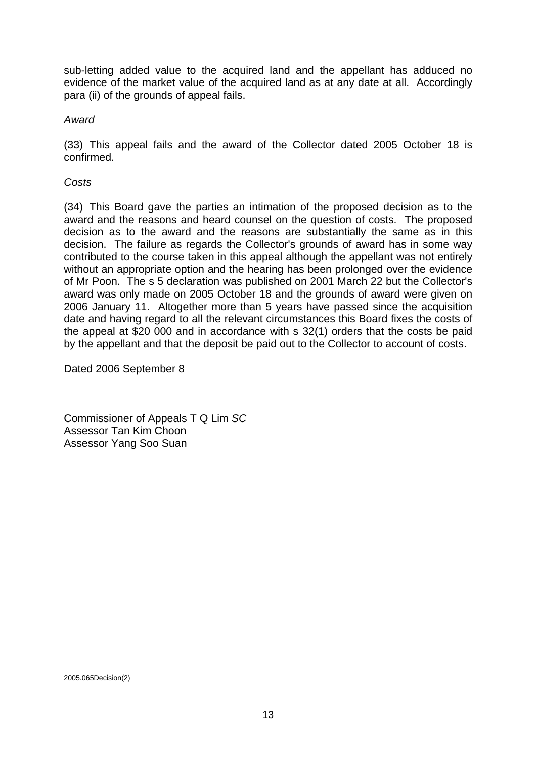sub-letting added value to the acquired land and the appellant has adduced no evidence of the market value of the acquired land as at any date at all. Accordingly para (ii) of the grounds of appeal fails.

*Award*

(33) This appeal fails and the award of the Collector dated 2005 October 18 is confirmed.

*Costs*

(34) This Board gave the parties an intimation of the proposed decision as to the award and the reasons and heard counsel on the question of costs. The proposed decision as to the award and the reasons are substantially the same as in this decision. The failure as regards the Collector's grounds of award has in some way contributed to the course taken in this appeal although the appellant was not entirely without an appropriate option and the hearing has been prolonged over the evidence of Mr Poon. The s 5 declaration was published on 2001 March 22 but the Collector's award was only made on 2005 October 18 and the grounds of award were given on 2006 January 11. Altogether more than 5 years have passed since the acquisition date and having regard to all the relevant circumstances this Board fixes the costs of the appeal at $20 000 and in accordance with s 32(1) orders that the costs be paid by the appellant and that the deposit be paid out to the Collector to account of costs.

Dated 2006 September 8

Commissioner of Appeals T Q Lim *SC*
Assessor Tan Kim Choon
Assessor Yang Soo Suan

2005.065Decision(2)